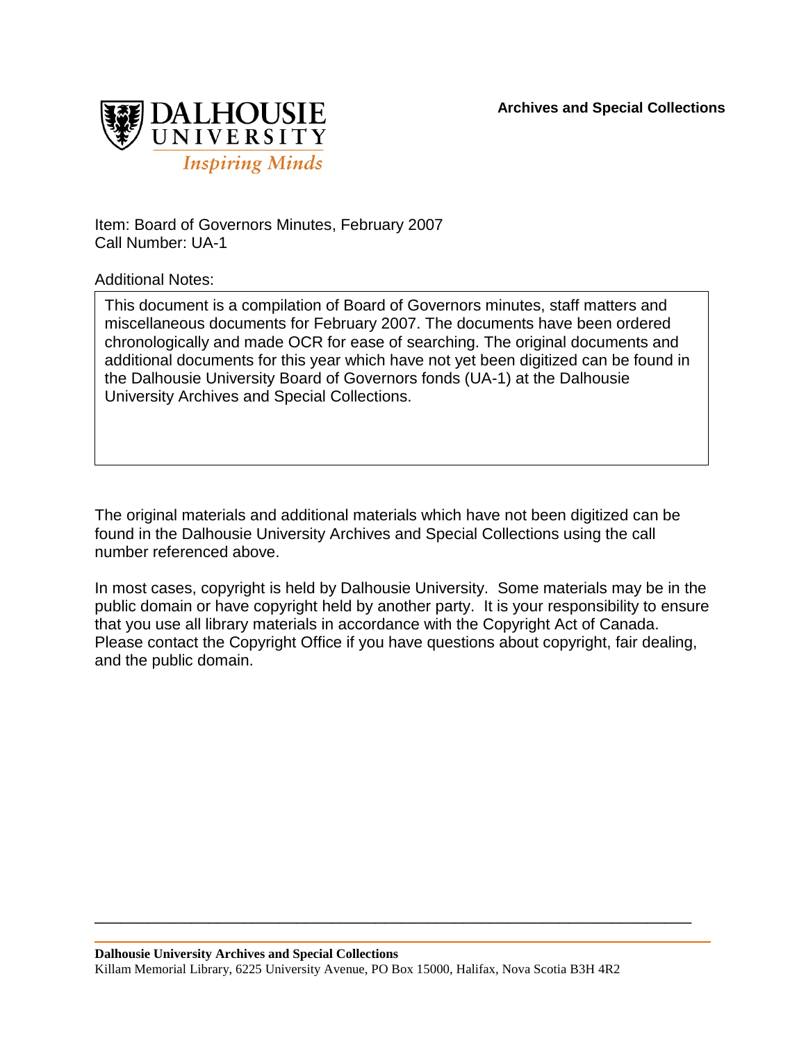**Archives and Special Collections**

DALHOUSIE UNIVERSITY
*Inspiring Minds*

Item: Board of Governors Minutes, February 2007
Call Number: UA-1

Additional Notes:

This document is a compilation of Board of Governors minutes, staff matters and miscellaneous documents for February 2007. The documents have been ordered chronologically and made OCR for ease of searching. The original documents and additional documents for this year which have not yet been digitized can be found in the Dalhousie University Board of Governors fonds (UA-1) at the Dalhousie University Archives and Special Collections.

The original materials and additional materials which have not been digitized can be found in the Dalhousie University Archives and Special Collections using the call number referenced above.

In most cases, copyright is held by Dalhousie University. Some materials may be in the public domain or have copyright held by another party. It is your responsibility to ensure that you use all library materials in accordance with the Copyright Act of Canada. Please contact the Copyright Office if you have questions about copyright, fair dealing, and the public domain.

**Dalhousie University Archives and Special Collections**
Killam Memorial Library, 6225 University Avenue, PO Box 15000, Halifax, Nova Scotia B3H 4R2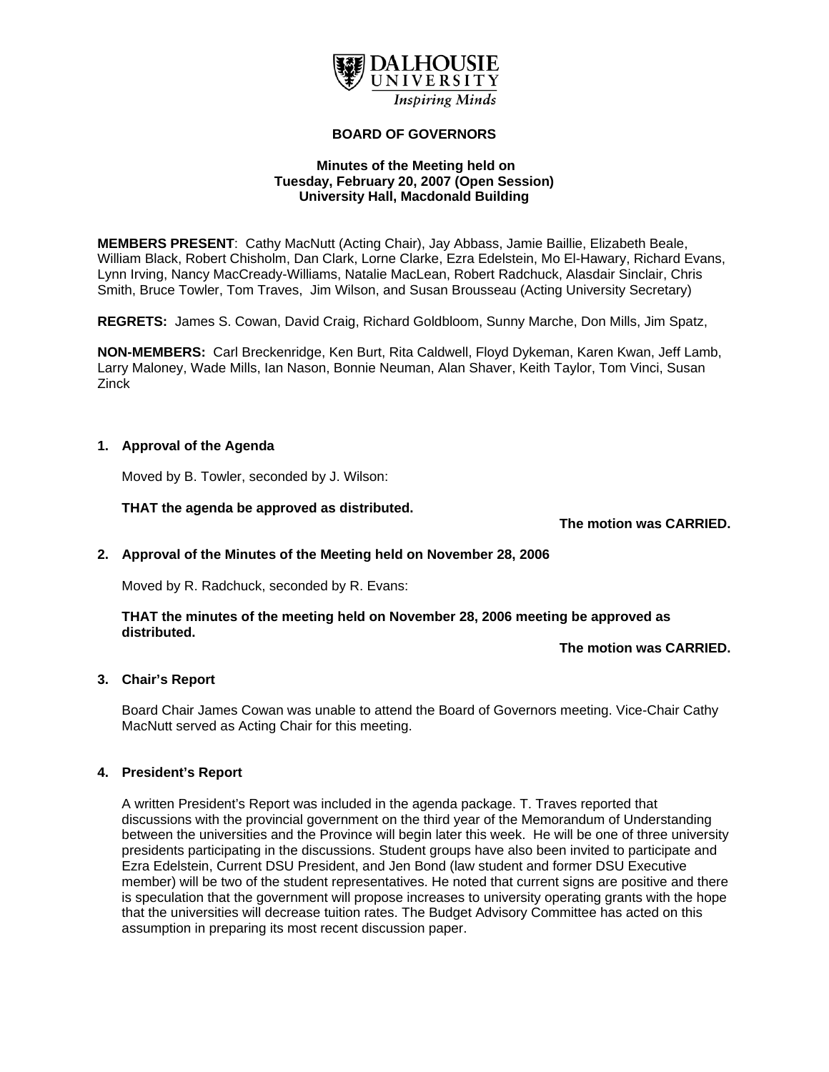DALHOUSIE UNIVERSITY
*Inspiring Minds*

# BOARD OF GOVERNORS

**Minutes of the Meeting held on**
**Tuesday, February 20, 2007 (Open Session)**
**University Hall, Macdonald Building**

**MEMBERS PRESENT**: Cathy MacNutt (Acting Chair), Jay Abbass, Jamie Baillie, Elizabeth Beale, William Black, Robert Chisholm, Dan Clark, Lorne Clarke, Ezra Edelstein, Mo El-Hawary, Richard Evans, Lynn Irving, Nancy MacCready-Williams, Natalie MacLean, Robert Radchuck, Alasdair Sinclair, Chris Smith, Bruce Towler, Tom Traves, Jim Wilson, and Susan Brousseau (Acting University Secretary)

**REGRETS:** James S. Cowan, David Craig, Richard Goldbloom, Sunny Marche, Don Mills, Jim Spatz,

**NON-MEMBERS:** Carl Breckenridge, Ken Burt, Rita Caldwell, Floyd Dykeman, Karen Kwan, Jeff Lamb, Larry Maloney, Wade Mills, Ian Nason, Bonnie Neuman, Alan Shaver, Keith Taylor, Tom Vinci, Susan Zinck

## 1. Approval of the Agenda

Moved by B. Towler, seconded by J. Wilson:

**THAT the agenda be approved as distributed.**

**The motion was CARRIED.**

## 2. Approval of the Minutes of the Meeting held on November 28, 2006

Moved by R. Radchuck, seconded by R. Evans:

**THAT the minutes of the meeting held on November 28, 2006 meeting be approved as distributed.**

**The motion was CARRIED.**

## 3. Chair's Report

Board Chair James Cowan was unable to attend the Board of Governors meeting. Vice-Chair Cathy MacNutt served as Acting Chair for this meeting.

## 4. President's Report

A written President's Report was included in the agenda package. T. Traves reported that discussions with the provincial government on the third year of the Memorandum of Understanding between the universities and the Province will begin later this week. He will be one of three university presidents participating in the discussions. Student groups have also been invited to participate and Ezra Edelstein, Current DSU President, and Jen Bond (law student and former DSU Executive member) will be two of the student representatives. He noted that current signs are positive and there is speculation that the government will propose increases to university operating grants with the hope that the universities will decrease tuition rates. The Budget Advisory Committee has acted on this assumption in preparing its most recent discussion paper.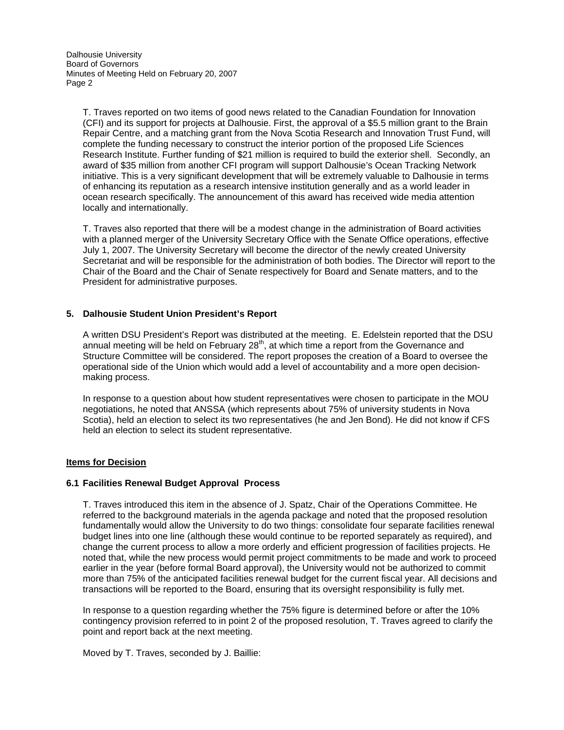T. Traves reported on two items of good news related to the Canadian Foundation for Innovation (CFI) and its support for projects at Dalhousie. First, the approval of a $5.5 million grant to the Brain Repair Centre, and a matching grant from the Nova Scotia Research and Innovation Trust Fund, will complete the funding necessary to construct the interior portion of the proposed Life Sciences Research Institute. Further funding of $21 million is required to build the exterior shell. Secondly, an award of $35 million from another CFI program will support Dalhousie's Ocean Tracking Network initiative. This is a very significant development that will be extremely valuable to Dalhousie in terms of enhancing its reputation as a research intensive institution generally and as a world leader in ocean research specifically. The announcement of this award has received wide media attention locally and internationally.

T. Traves also reported that there will be a modest change in the administration of Board activities with a planned merger of the University Secretary Office with the Senate Office operations, effective July 1, 2007. The University Secretary will become the director of the newly created University Secretariat and will be responsible for the administration of both bodies. The Director will report to the Chair of the Board and the Chair of Senate respectively for Board and Senate matters, and to the President for administrative purposes.

**5. Dalhousie Student Union President's Report**

A written DSU President's Report was distributed at the meeting. E. Edelstein reported that the DSU annual meeting will be held on February 28th, at which time a report from the Governance and Structure Committee will be considered. The report proposes the creation of a Board to oversee the operational side of the Union which would add a level of accountability and a more open decision-making process.

In response to a question about how student representatives were chosen to participate in the MOU negotiations, he noted that ANSSA (which represents about 75% of university students in Nova Scotia), held an election to select its two representatives (he and Jen Bond). He did not know if CFS held an election to select its student representative.

**Items for Decision**

**6.1 Facilities Renewal Budget Approval Process**

T. Traves introduced this item in the absence of J. Spatz, Chair of the Operations Committee. He referred to the background materials in the agenda package and noted that the proposed resolution fundamentally would allow the University to do two things: consolidate four separate facilities renewal budget lines into one line (although these would continue to be reported separately as required), and change the current process to allow a more orderly and efficient progression of facilities projects. He noted that, while the new process would permit project commitments to be made and work to proceed earlier in the year (before formal Board approval), the University would not be authorized to commit more than 75% of the anticipated facilities renewal budget for the current fiscal year. All decisions and transactions will be reported to the Board, ensuring that its oversight responsibility is fully met.

In response to a question regarding whether the 75% figure is determined before or after the 10% contingency provision referred to in point 2 of the proposed resolution, T. Traves agreed to clarify the point and report back at the next meeting.

Moved by T. Traves, seconded by J. Baillie: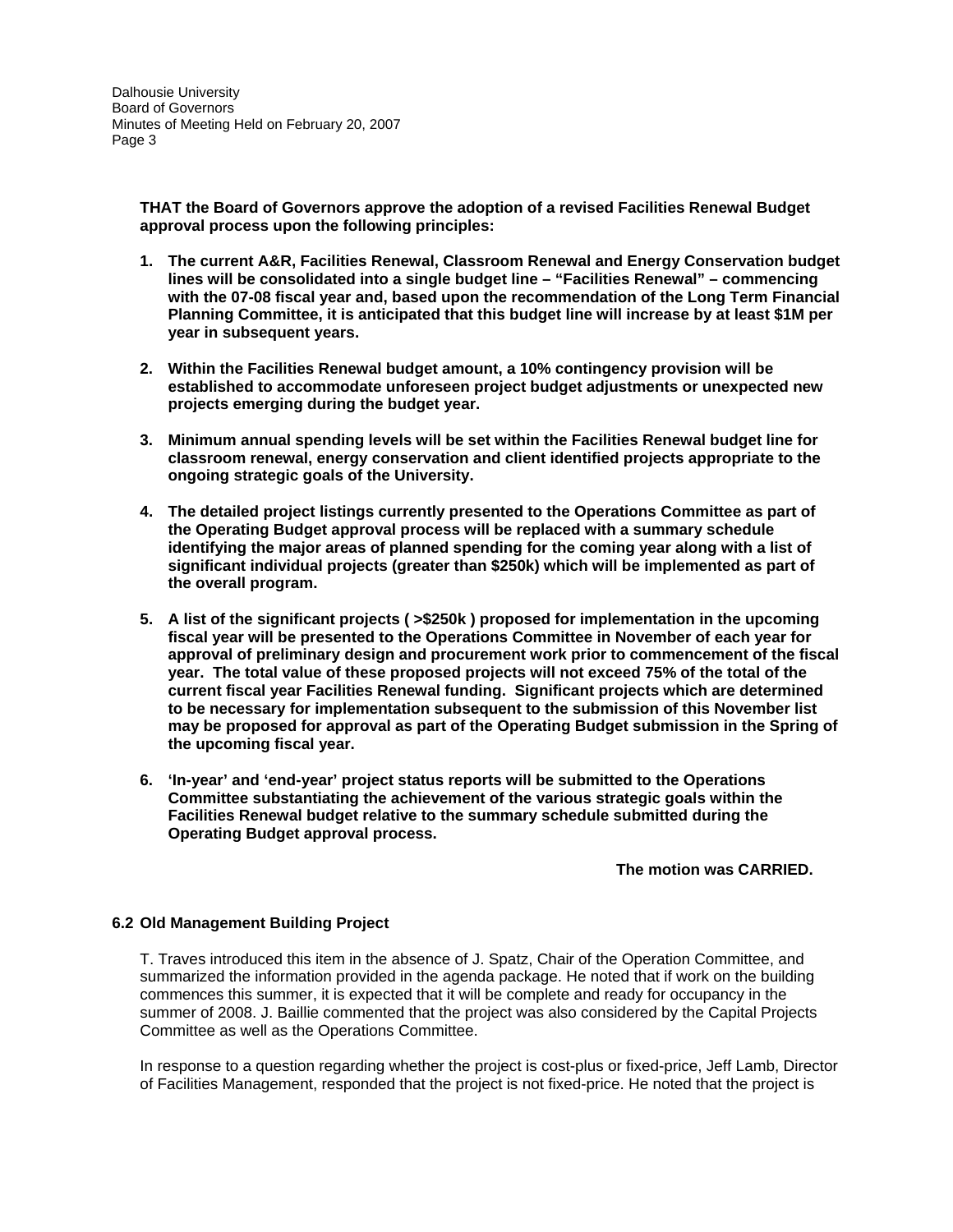**THAT the Board of Governors approve the adoption of a revised Facilities Renewal Budget approval process upon the following principles:**

1. **The current A&R, Facilities Renewal, Classroom Renewal and Energy Conservation budget lines will be consolidated into a single budget line – "Facilities Renewal" – commencing with the 07-08 fiscal year and, based upon the recommendation of the Long Term Financial Planning Committee, it is anticipated that this budget line will increase by at least $1M per year in subsequent years.**

2. **Within the Facilities Renewal budget amount, a 10% contingency provision will be established to accommodate unforeseen project budget adjustments or unexpected new projects emerging during the budget year.**

3. **Minimum annual spending levels will be set within the Facilities Renewal budget line for classroom renewal, energy conservation and client identified projects appropriate to the ongoing strategic goals of the University.**

4. **The detailed project listings currently presented to the Operations Committee as part of the Operating Budget approval process will be replaced with a summary schedule identifying the major areas of planned spending for the coming year along with a list of significant individual projects (greater than $250k) which will be implemented as part of the overall program.**

5. **A list of the significant projects ( >$250k ) proposed for implementation in the upcoming fiscal year will be presented to the Operations Committee in November of each year for approval of preliminary design and procurement work prior to commencement of the fiscal year. The total value of these proposed projects will not exceed 75% of the total of the current fiscal year Facilities Renewal funding. Significant projects which are determined to be necessary for implementation subsequent to the submission of this November list may be proposed for approval as part of the Operating Budget submission in the Spring of the upcoming fiscal year.**

6. **'In-year' and 'end-year' project status reports will be submitted to the Operations Committee substantiating the achievement of the various strategic goals within the Facilities Renewal budget relative to the summary schedule submitted during the Operating Budget approval process.**

**The motion was CARRIED.**

### 6.2 Old Management Building Project

T. Traves introduced this item in the absence of J. Spatz, Chair of the Operation Committee, and summarized the information provided in the agenda package. He noted that if work on the building commences this summer, it is expected that it will be complete and ready for occupancy in the summer of 2008. J. Baillie commented that the project was also considered by the Capital Projects Committee as well as the Operations Committee.

In response to a question regarding whether the project is cost-plus or fixed-price, Jeff Lamb, Director of Facilities Management, responded that the project is not fixed-price. He noted that the project is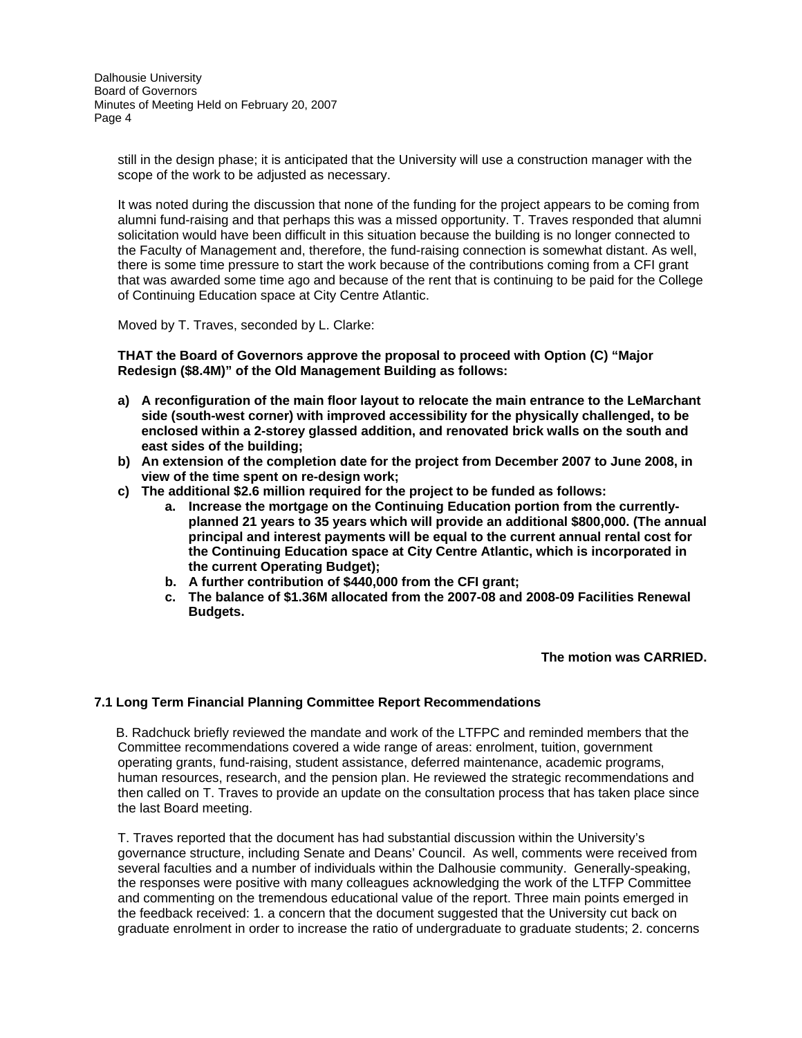still in the design phase; it is anticipated that the University will use a construction manager with the scope of the work to be adjusted as necessary.

It was noted during the discussion that none of the funding for the project appears to be coming from alumni fund-raising and that perhaps this was a missed opportunity. T. Traves responded that alumni solicitation would have been difficult in this situation because the building is no longer connected to the Faculty of Management and, therefore, the fund-raising connection is somewhat distant. As well, there is some time pressure to start the work because of the contributions coming from a CFI grant that was awarded some time ago and because of the rent that is continuing to be paid for the College of Continuing Education space at City Centre Atlantic.

Moved by T. Traves, seconded by L. Clarke:

**THAT the Board of Governors approve the proposal to proceed with Option (C) "Major Redesign ($8.4M)" of the Old Management Building as follows:**

**a) A reconfiguration of the main floor layout to relocate the main entrance to the LeMarchant side (south-west corner) with improved accessibility for the physically challenged, to be enclosed within a 2-storey glassed addition, and renovated brick walls on the south and east sides of the building;**

**b) An extension of the completion date for the project from December 2007 to June 2008, in view of the time spent on re-design work;**

**c) The additional $2.6 million required for the project to be funded as follows:**

  **a. Increase the mortgage on the Continuing Education portion from the currently-planned 21 years to 35 years which will provide an additional $800,000. (The annual principal and interest payments will be equal to the current annual rental cost for the Continuing Education space at City Centre Atlantic, which is incorporated in the current Operating Budget);**

  **b. A further contribution of $440,000 from the CFI grant;**

  **c. The balance of $1.36M allocated from the 2007-08 and 2008-09 Facilities Renewal Budgets.**

**The motion was CARRIED.**

### 7.1 Long Term Financial Planning Committee Report Recommendations

B. Radchuck briefly reviewed the mandate and work of the LTFPC and reminded members that the Committee recommendations covered a wide range of areas: enrolment, tuition, government operating grants, fund-raising, student assistance, deferred maintenance, academic programs, human resources, research, and the pension plan. He reviewed the strategic recommendations and then called on T. Traves to provide an update on the consultation process that has taken place since the last Board meeting.

T. Traves reported that the document has had substantial discussion within the University's governance structure, including Senate and Deans' Council. As well, comments were received from several faculties and a number of individuals within the Dalhousie community. Generally-speaking, the responses were positive with many colleagues acknowledging the work of the LTFP Committee and commenting on the tremendous educational value of the report. Three main points emerged in the feedback received: 1. a concern that the document suggested that the University cut back on graduate enrolment in order to increase the ratio of undergraduate to graduate students; 2. concerns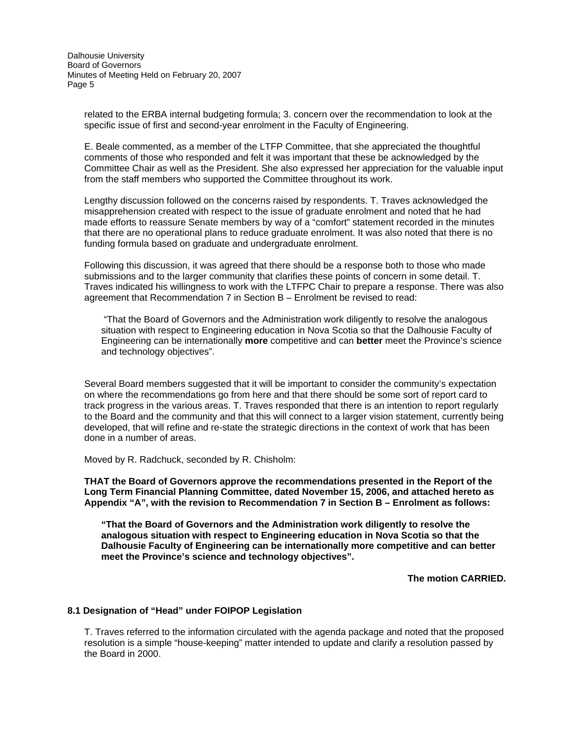related to the ERBA internal budgeting formula; 3. concern over the recommendation to look at the specific issue of first and second-year enrolment in the Faculty of Engineering.

E. Beale commented, as a member of the LTFP Committee, that she appreciated the thoughtful comments of those who responded and felt it was important that these be acknowledged by the Committee Chair as well as the President. She also expressed her appreciation for the valuable input from the staff members who supported the Committee throughout its work.

Lengthy discussion followed on the concerns raised by respondents. T. Traves acknowledged the misapprehension created with respect to the issue of graduate enrolment and noted that he had made efforts to reassure Senate members by way of a "comfort" statement recorded in the minutes that there are no operational plans to reduce graduate enrolment. It was also noted that there is no funding formula based on graduate and undergraduate enrolment.

Following this discussion, it was agreed that there should be a response both to those who made submissions and to the larger community that clarifies these points of concern in some detail. T. Traves indicated his willingness to work with the LTFPC Chair to prepare a response. There was also agreement that Recommendation 7 in Section B – Enrolment be revised to read:

> "That the Board of Governors and the Administration work diligently to resolve the analogous situation with respect to Engineering education in Nova Scotia so that the Dalhousie Faculty of Engineering can be internationally **more** competitive and can **better** meet the Province's science and technology objectives".

Several Board members suggested that it will be important to consider the community's expectation on where the recommendations go from here and that there should be some sort of report card to track progress in the various areas. T. Traves responded that there is an intention to report regularly to the Board and the community and that this will connect to a larger vision statement, currently being developed, that will refine and re-state the strategic directions in the context of work that has been done in a number of areas.

Moved by R. Radchuck, seconded by R. Chisholm:

**THAT the Board of Governors approve the recommendations presented in the Report of the Long Term Financial Planning Committee, dated November 15, 2006, and attached hereto as Appendix "A", with the revision to Recommendation 7 in Section B – Enrolment as follows:**

> **"That the Board of Governors and the Administration work diligently to resolve the analogous situation with respect to Engineering education in Nova Scotia so that the Dalhousie Faculty of Engineering can be internationally more competitive and can better meet the Province's science and technology objectives".**

**The motion CARRIED.**

### 8.1 Designation of "Head" under FOIPOP Legislation

T. Traves referred to the information circulated with the agenda package and noted that the proposed resolution is a simple "house-keeping" matter intended to update and clarify a resolution passed by the Board in 2000.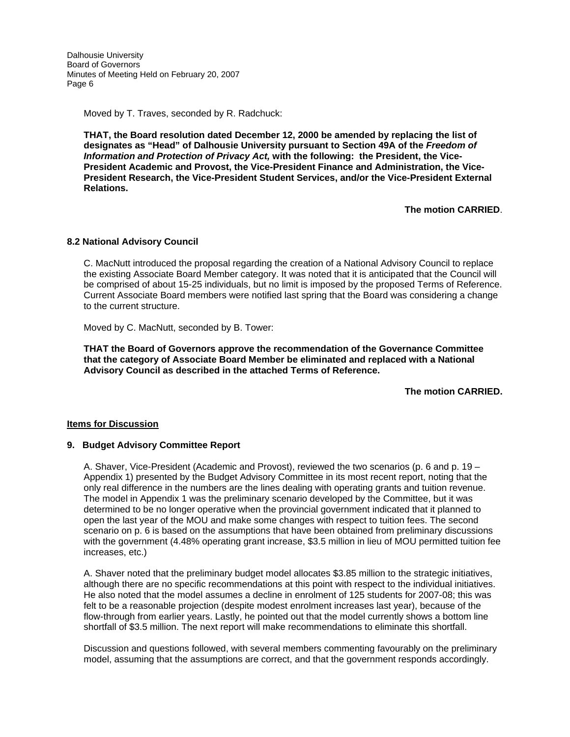Moved by T. Traves, seconded by R. Radchuck:

**THAT, the Board resolution dated December 12, 2000 be amended by replacing the list of designates as "Head" of Dalhousie University pursuant to Section 49A of the *Freedom of Information and Protection of Privacy Act,* with the following: the President, the Vice-President Academic and Provost, the Vice-President Finance and Administration, the Vice-President Research, the Vice-President Student Services, and/or the Vice-President External Relations.**

**The motion CARRIED**.

### 8.2 National Advisory Council

C. MacNutt introduced the proposal regarding the creation of a National Advisory Council to replace the existing Associate Board Member category. It was noted that it is anticipated that the Council will be comprised of about 15-25 individuals, but no limit is imposed by the proposed Terms of Reference. Current Associate Board members were notified last spring that the Board was considering a change to the current structure.

Moved by C. MacNutt, seconded by B. Tower:

**THAT the Board of Governors approve the recommendation of the Governance Committee that the category of Associate Board Member be eliminated and replaced with a National Advisory Council as described in the attached Terms of Reference.**

**The motion CARRIED.**

## Items for Discussion

### 9. Budget Advisory Committee Report

A. Shaver, Vice-President (Academic and Provost), reviewed the two scenarios (p. 6 and p. 19 – Appendix 1) presented by the Budget Advisory Committee in its most recent report, noting that the only real difference in the numbers are the lines dealing with operating grants and tuition revenue. The model in Appendix 1 was the preliminary scenario developed by the Committee, but it was determined to be no longer operative when the provincial government indicated that it planned to open the last year of the MOU and make some changes with respect to tuition fees. The second scenario on p. 6 is based on the assumptions that have been obtained from preliminary discussions with the government (4.48% operating grant increase, $3.5 million in lieu of MOU permitted tuition fee increases, etc.)

A. Shaver noted that the preliminary budget model allocates $3.85 million to the strategic initiatives, although there are no specific recommendations at this point with respect to the individual initiatives. He also noted that the model assumes a decline in enrolment of 125 students for 2007-08; this was felt to be a reasonable projection (despite modest enrolment increases last year), because of the flow-through from earlier years. Lastly, he pointed out that the model currently shows a bottom line shortfall of $3.5 million. The next report will make recommendations to eliminate this shortfall.

Discussion and questions followed, with several members commenting favourably on the preliminary model, assuming that the assumptions are correct, and that the government responds accordingly.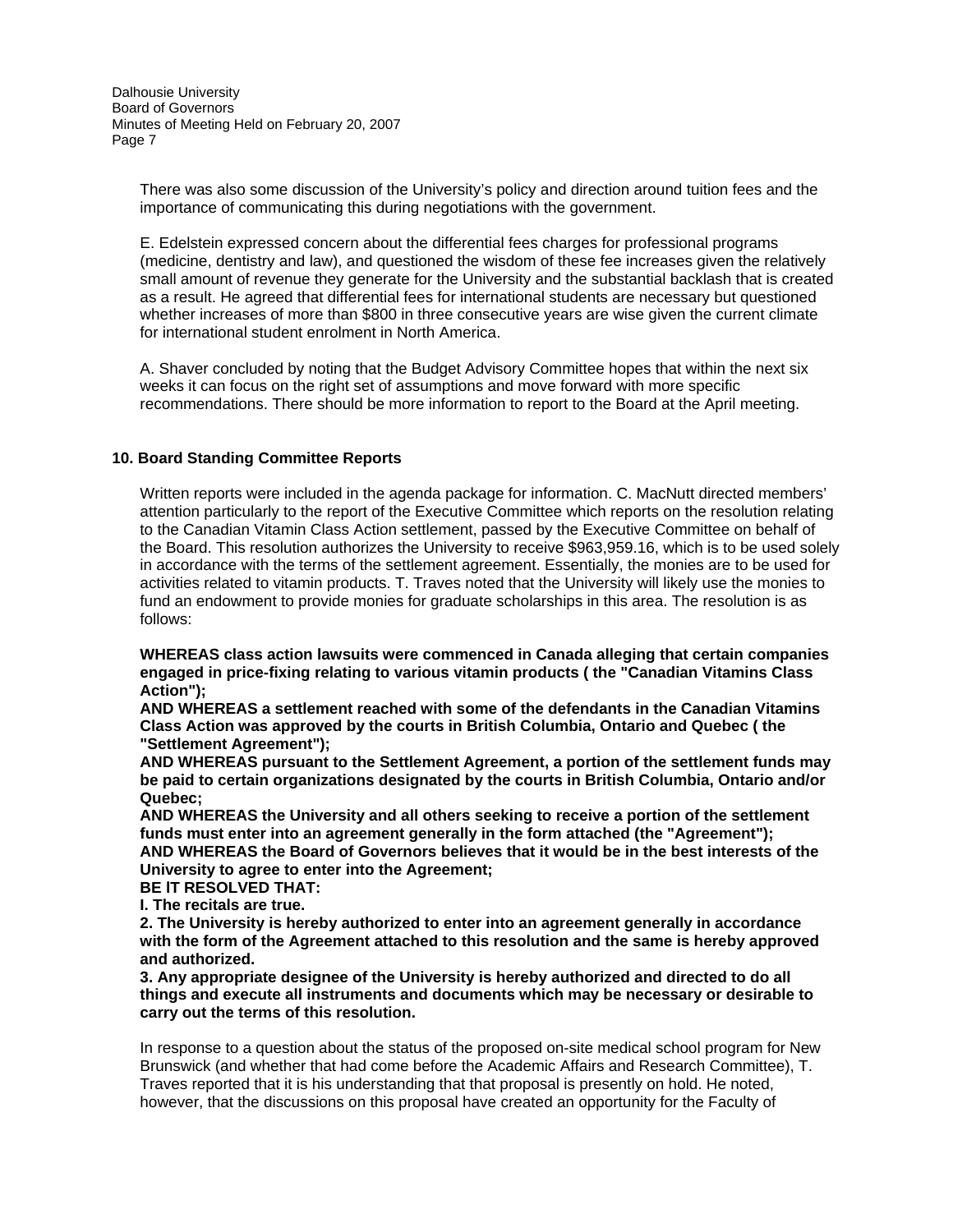There was also some discussion of the University's policy and direction around tuition fees and the importance of communicating this during negotiations with the government.

E. Edelstein expressed concern about the differential fees charges for professional programs (medicine, dentistry and law), and questioned the wisdom of these fee increases given the relatively small amount of revenue they generate for the University and the substantial backlash that is created as a result. He agreed that differential fees for international students are necessary but questioned whether increases of more than $800 in three consecutive years are wise given the current climate for international student enrolment in North America.

A. Shaver concluded by noting that the Budget Advisory Committee hopes that within the next six weeks it can focus on the right set of assumptions and move forward with more specific recommendations. There should be more information to report to the Board at the April meeting.

**10. Board Standing Committee Reports**

Written reports were included in the agenda package for information. C. MacNutt directed members' attention particularly to the report of the Executive Committee which reports on the resolution relating to the Canadian Vitamin Class Action settlement, passed by the Executive Committee on behalf of the Board. This resolution authorizes the University to receive $963,959.16, which is to be used solely in accordance with the terms of the settlement agreement. Essentially, the monies are to be used for activities related to vitamin products. T. Traves noted that the University will likely use the monies to fund an endowment to provide monies for graduate scholarships in this area. The resolution is as follows:

**WHEREAS class action lawsuits were commenced in Canada alleging that certain companies engaged in price-fixing relating to various vitamin products ( the "Canadian Vitamins Class Action");**
**AND WHEREAS a settlement reached with some of the defendants in the Canadian Vitamins Class Action was approved by the courts in British Columbia, Ontario and Quebec ( the "Settlement Agreement");**
**AND WHEREAS pursuant to the Settlement Agreement, a portion of the settlement funds may be paid to certain organizations designated by the courts in British Columbia, Ontario and/or Quebec;**
**AND WHEREAS the University and all others seeking to receive a portion of the settlement funds must enter into an agreement generally in the form attached (the "Agreement");**
**AND WHEREAS the Board of Governors believes that it would be in the best interests of the University to agree to enter into the Agreement;**
**BE IT RESOLVED THAT:**
**I. The recitals are true.**
**2. The University is hereby authorized to enter into an agreement generally in accordance with the form of the Agreement attached to this resolution and the same is hereby approved and authorized.**
**3. Any appropriate designee of the University is hereby authorized and directed to do all things and execute all instruments and documents which may be necessary or desirable to carry out the terms of this resolution.**

In response to a question about the status of the proposed on-site medical school program for New Brunswick (and whether that had come before the Academic Affairs and Research Committee), T. Traves reported that it is his understanding that that proposal is presently on hold. He noted, however, that the discussions on this proposal have created an opportunity for the Faculty of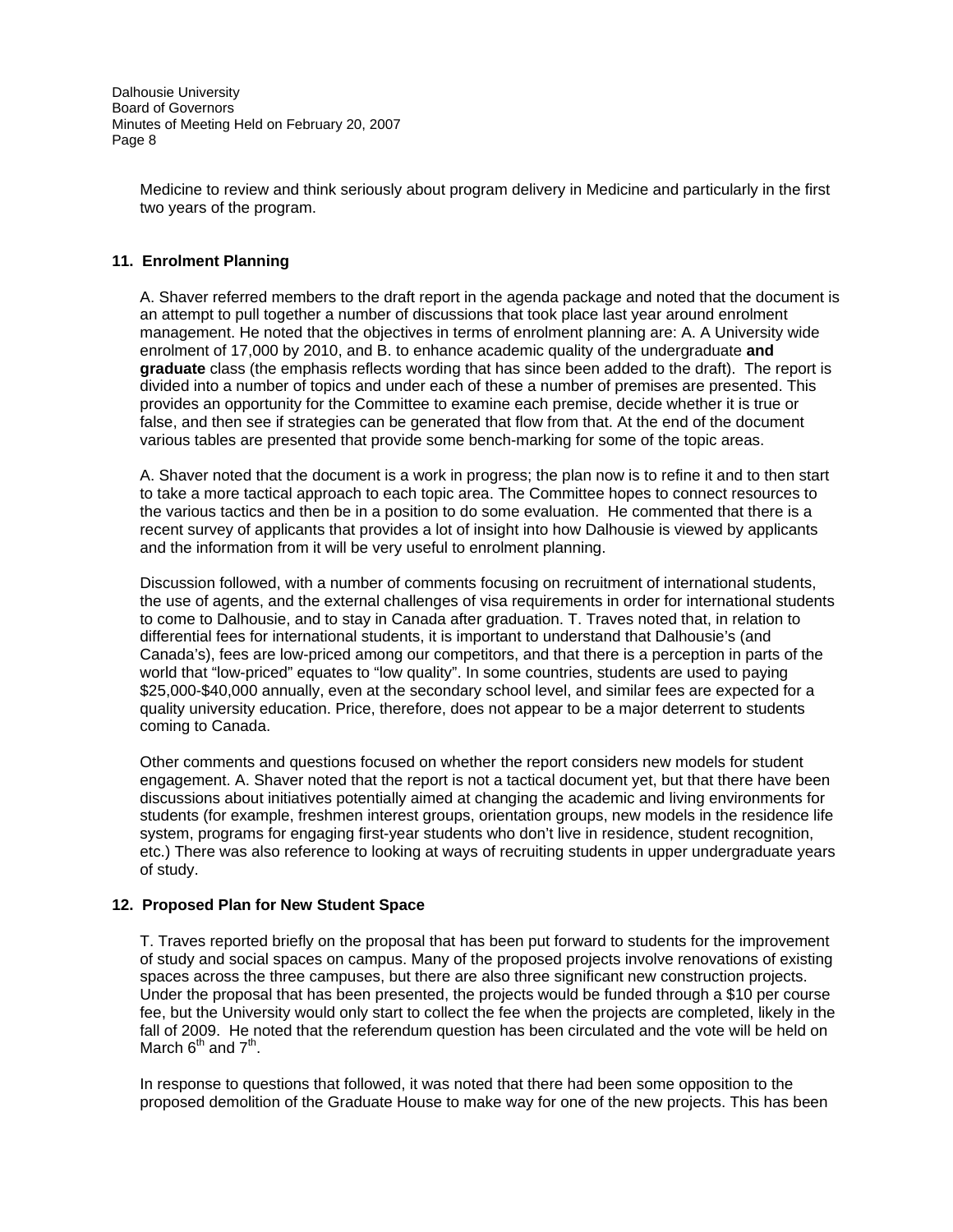Medicine to review and think seriously about program delivery in Medicine and particularly in the first two years of the program.

## 11. Enrolment Planning

A. Shaver referred members to the draft report in the agenda package and noted that the document is an attempt to pull together a number of discussions that took place last year around enrolment management. He noted that the objectives in terms of enrolment planning are: A. A University wide enrolment of 17,000 by 2010, and B. to enhance academic quality of the undergraduate **and graduate** class (the emphasis reflects wording that has since been added to the draft). The report is divided into a number of topics and under each of these a number of premises are presented. This provides an opportunity for the Committee to examine each premise, decide whether it is true or false, and then see if strategies can be generated that flow from that. At the end of the document various tables are presented that provide some bench-marking for some of the topic areas.

A. Shaver noted that the document is a work in progress; the plan now is to refine it and to then start to take a more tactical approach to each topic area. The Committee hopes to connect resources to the various tactics and then be in a position to do some evaluation. He commented that there is a recent survey of applicants that provides a lot of insight into how Dalhousie is viewed by applicants and the information from it will be very useful to enrolment planning.

Discussion followed, with a number of comments focusing on recruitment of international students, the use of agents, and the external challenges of visa requirements in order for international students to come to Dalhousie, and to stay in Canada after graduation. T. Traves noted that, in relation to differential fees for international students, it is important to understand that Dalhousie's (and Canada's), fees are low-priced among our competitors, and that there is a perception in parts of the world that "low-priced" equates to "low quality". In some countries, students are used to paying \$25,000-\$40,000 annually, even at the secondary school level, and similar fees are expected for a quality university education. Price, therefore, does not appear to be a major deterrent to students coming to Canada.

Other comments and questions focused on whether the report considers new models for student engagement. A. Shaver noted that the report is not a tactical document yet, but that there have been discussions about initiatives potentially aimed at changing the academic and living environments for students (for example, freshmen interest groups, orientation groups, new models in the residence life system, programs for engaging first-year students who don't live in residence, student recognition, etc.) There was also reference to looking at ways of recruiting students in upper undergraduate years of study.

## 12. Proposed Plan for New Student Space

T. Traves reported briefly on the proposal that has been put forward to students for the improvement of study and social spaces on campus. Many of the proposed projects involve renovations of existing spaces across the three campuses, but there are also three significant new construction projects. Under the proposal that has been presented, the projects would be funded through a \$10 per course fee, but the University would only start to collect the fee when the projects are completed, likely in the fall of 2009. He noted that the referendum question has been circulated and the vote will be held on March 6th and 7th.

In response to questions that followed, it was noted that there had been some opposition to the proposed demolition of the Graduate House to make way for one of the new projects. This has been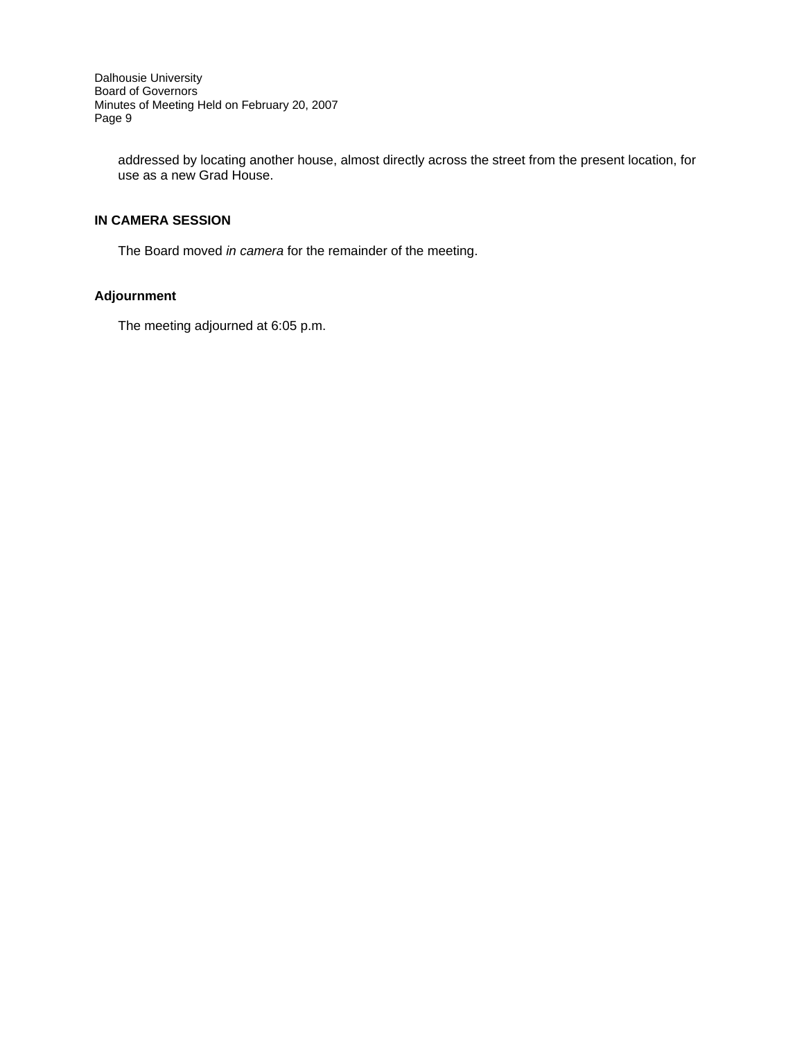addressed by locating another house, almost directly across the street from the present location, for use as a new Grad House.

**IN CAMERA SESSION**

The Board moved *in camera* for the remainder of the meeting.

**Adjournment**

The meeting adjourned at 6:05 p.m.